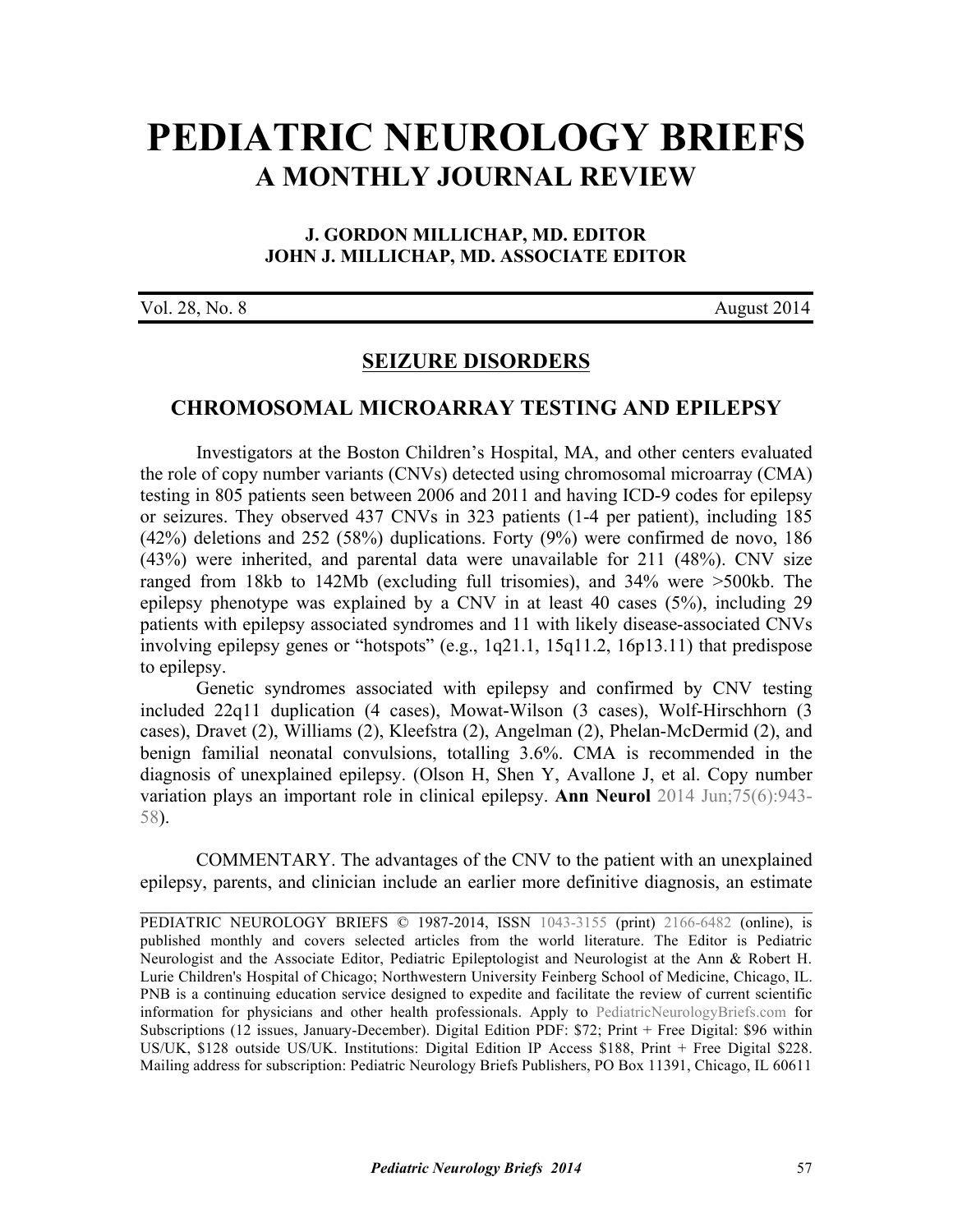# PEDIATRIC NEUROLOGY BRIEFS

## A MONTHLY JOURNAL REVIEW

**J. GORDON MILLICHAP, MD. EDITOR**
**JOHN J. MILLICHAP, MD. ASSOCIATE EDITOR**

Vol. 28, No. 8 August 2014

## SEIZURE DISORDERS

### CHROMOSOMAL MICROARRAY TESTING AND EPILEPSY

Investigators at the Boston Children's Hospital, MA, and other centers evaluated the role of copy number variants (CNVs) detected using chromosomal microarray (CMA) testing in 805 patients seen between 2006 and 2011 and having ICD-9 codes for epilepsy or seizures. They observed 437 CNVs in 323 patients (1-4 per patient), including 185 (42%) deletions and 252 (58%) duplications. Forty (9%) were confirmed de novo, 186 (43%) were inherited, and parental data were unavailable for 211 (48%). CNV size ranged from 18kb to 142Mb (excluding full trisomies), and 34% were >500kb. The epilepsy phenotype was explained by a CNV in at least 40 cases (5%), including 29 patients with epilepsy associated syndromes and 11 with likely disease-associated CNVs involving epilepsy genes or "hotspots" (e.g., 1q21.1, 15q11.2, 16p13.11) that predispose to epilepsy.

Genetic syndromes associated with epilepsy and confirmed by CNV testing included 22q11 duplication (4 cases), Mowat-Wilson (3 cases), Wolf-Hirschhorn (3 cases), Dravet (2), Williams (2), Kleefstra (2), Angelman (2), Phelan-McDermid (2), and benign familial neonatal convulsions, totalling 3.6%. CMA is recommended in the diagnosis of unexplained epilepsy. (Olson H, Shen Y, Avallone J, et al. Copy number variation plays an important role in clinical epilepsy. **Ann Neurol** 2014 Jun;75(6):943-58).

COMMENTARY. The advantages of the CNV to the patient with an unexplained epilepsy, parents, and clinician include an earlier more definitive diagnosis, an estimate

---

PEDIATRIC NEUROLOGY BRIEFS © 1987-2014, ISSN 1043-3155 (print) 2166-6482 (online), is published monthly and covers selected articles from the world literature. The Editor is Pediatric Neurologist and the Associate Editor, Pediatric Epileptologist and Neurologist at the Ann & Robert H. Lurie Children's Hospital of Chicago; Northwestern University Feinberg School of Medicine, Chicago, IL. PNB is a continuing education service designed to expedite and facilitate the review of current scientific information for physicians and other health professionals. Apply to PediatricNeurologyBriefs.com for Subscriptions (12 issues, January-December). Digital Edition PDF: $72; Print + Free Digital: $96 within US/UK, $128 outside US/UK. Institutions: Digital Edition IP Access $188, Print + Free Digital $228. Mailing address for subscription: Pediatric Neurology Briefs Publishers, PO Box 11391, Chicago, IL 60611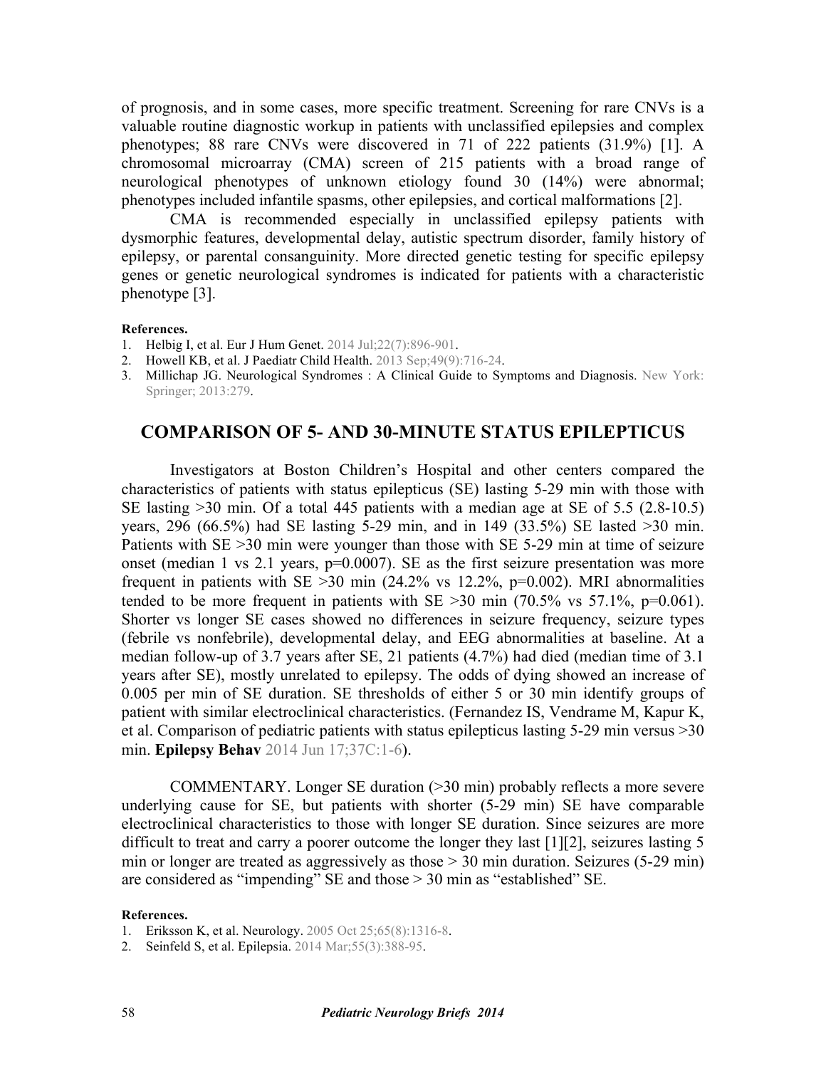of prognosis, and in some cases, more specific treatment. Screening for rare CNVs is a valuable routine diagnostic workup in patients with unclassified epilepsies and complex phenotypes; 88 rare CNVs were discovered in 71 of 222 patients (31.9%) [1]. A chromosomal microarray (CMA) screen of 215 patients with a broad range of neurological phenotypes of unknown etiology found 30 (14%) were abnormal; phenotypes included infantile spasms, other epilepsies, and cortical malformations [2].

CMA is recommended especially in unclassified epilepsy patients with dysmorphic features, developmental delay, autistic spectrum disorder, family history of epilepsy, or parental consanguinity. More directed genetic testing for specific epilepsy genes or genetic neurological syndromes is indicated for patients with a characteristic phenotype [3].

**References.**

1. Helbig I, et al. Eur J Hum Genet. 2014 Jul;22(7):896-901.
2. Howell KB, et al. J Paediatr Child Health. 2013 Sep;49(9):716-24.
3. Millichap JG. Neurological Syndromes : A Clinical Guide to Symptoms and Diagnosis. New York: Springer; 2013:279.

## COMPARISON OF 5- AND 30-MINUTE STATUS EPILEPTICUS

Investigators at Boston Children's Hospital and other centers compared the characteristics of patients with status epilepticus (SE) lasting 5-29 min with those with SE lasting >30 min. Of a total 445 patients with a median age at SE of 5.5 (2.8-10.5) years, 296 (66.5%) had SE lasting 5-29 min, and in 149 (33.5%) SE lasted >30 min. Patients with SE >30 min were younger than those with SE 5-29 min at time of seizure onset (median 1 vs 2.1 years, $p=0.0007$). SE as the first seizure presentation was more frequent in patients with SE >30 min (24.2% vs 12.2%, $p=0.002$). MRI abnormalities tended to be more frequent in patients with SE >30 min (70.5% vs 57.1%, $p=0.061$). Shorter vs longer SE cases showed no differences in seizure frequency, seizure types (febrile vs nonfebrile), developmental delay, and EEG abnormalities at baseline. At a median follow-up of 3.7 years after SE, 21 patients (4.7%) had died (median time of 3.1 years after SE), mostly unrelated to epilepsy. The odds of dying showed an increase of 0.005 per min of SE duration. SE thresholds of either 5 or 30 min identify groups of patient with similar electroclinical characteristics. (Fernandez IS, Vendrame M, Kapur K, et al. Comparison of pediatric patients with status epilepticus lasting 5-29 min versus >30 min. **Epilepsy Behav** 2014 Jun 17;37C:1-6).

COMMENTARY. Longer SE duration (>30 min) probably reflects a more severe underlying cause for SE, but patients with shorter (5-29 min) SE have comparable electroclinical characteristics to those with longer SE duration. Since seizures are more difficult to treat and carry a poorer outcome the longer they last [1][2], seizures lasting 5 min or longer are treated as aggressively as those > 30 min duration. Seizures (5-29 min) are considered as "impending" SE and those > 30 min as "established" SE.

**References.**

1. Eriksson K, et al. Neurology. 2005 Oct 25;65(8):1316-8.
2. Seinfeld S, et al. Epilepsia. 2014 Mar;55(3):388-95.